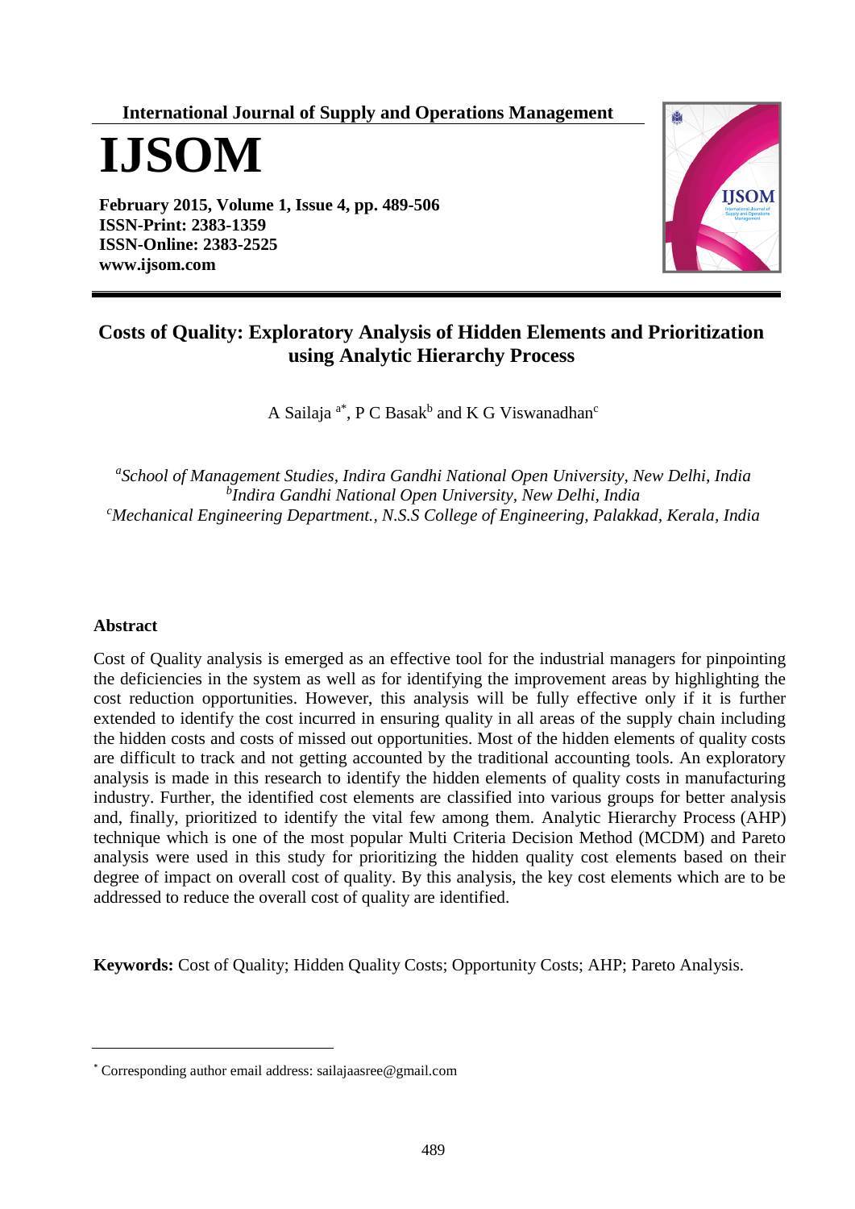International Journal of Supply and Operations Management

# IJSOM

**February 2015, Volume 1, Issue 4, pp. 489-506**
**ISSN-Print: 2383-1359**
**ISSN-Online: 2383-2525**
**www.ijsom.com**

# Costs of Quality: Exploratory Analysis of Hidden Elements and Prioritization using Analytic Hierarchy Process

A Sailaja [a*], P C Basak[b] and K G Viswanadhan[c]

[a]*School of Management Studies, Indira Gandhi National Open University, New Delhi, India*
[b]*Indira Gandhi National Open University, New Delhi, India*
[c]*Mechanical Engineering Department., N.S.S College of Engineering, Palakkad, Kerala, India*

## Abstract

Cost of Quality analysis is emerged as an effective tool for the industrial managers for pinpointing the deficiencies in the system as well as for identifying the improvement areas by highlighting the cost reduction opportunities. However, this analysis will be fully effective only if it is further extended to identify the cost incurred in ensuring quality in all areas of the supply chain including the hidden costs and costs of missed out opportunities. Most of the hidden elements of quality costs are difficult to track and not getting accounted by the traditional accounting tools. An exploratory analysis is made in this research to identify the hidden elements of quality costs in manufacturing industry. Further, the identified cost elements are classified into various groups for better analysis and, finally, prioritized to identify the vital few among them. Analytic Hierarchy Process (AHP) technique which is one of the most popular Multi Criteria Decision Method (MCDM) and Pareto analysis were used in this study for prioritizing the hidden quality cost elements based on their degree of impact on overall cost of quality. By this analysis, the key cost elements which are to be addressed to reduce the overall cost of quality are identified.

**Keywords:** Cost of Quality; Hidden Quality Costs; Opportunity Costs; AHP; Pareto Analysis.

---

[*] Corresponding author email address: sailajaasree@gmail.com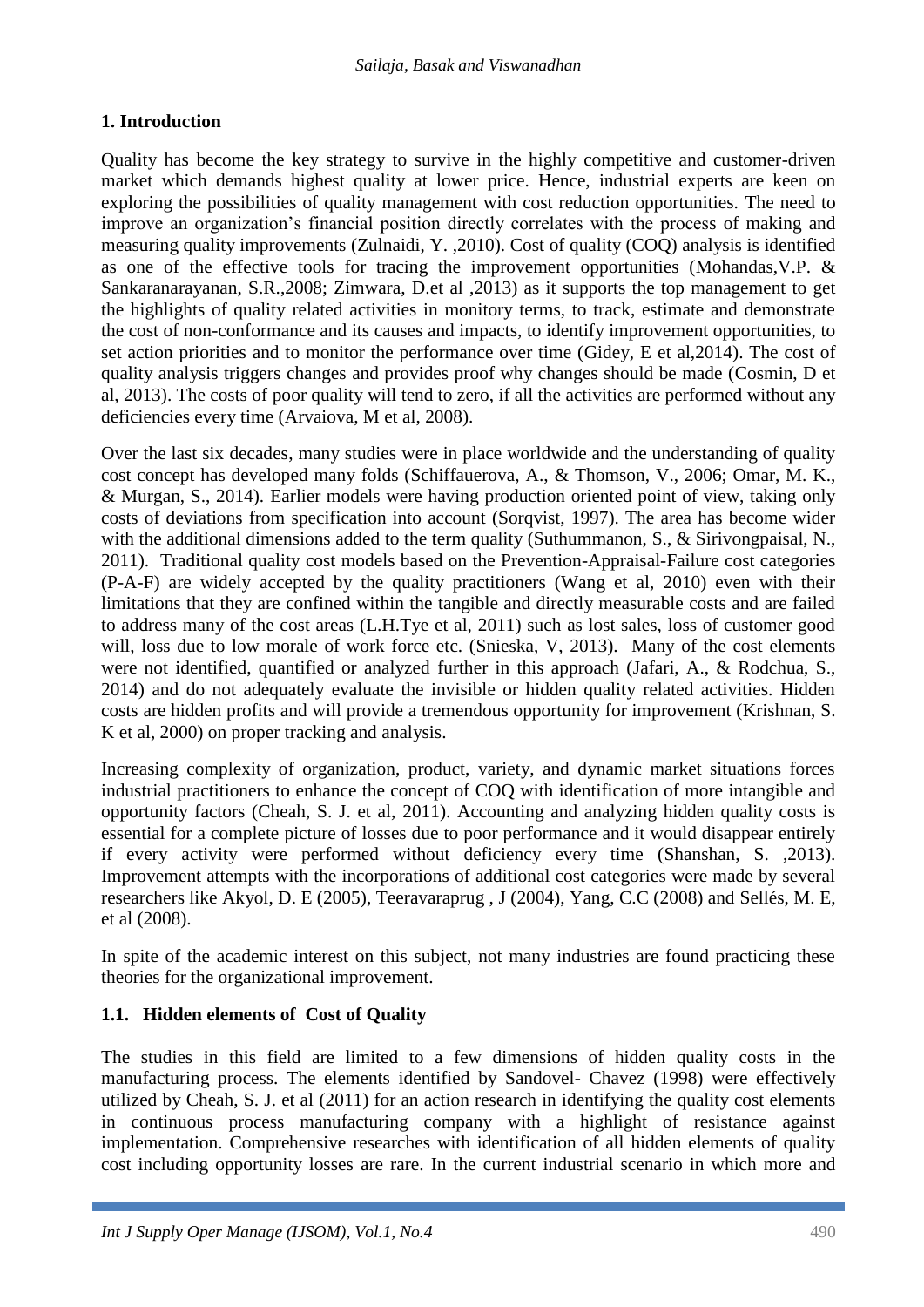## 1. Introduction

Quality has become the key strategy to survive in the highly competitive and customer-driven market which demands highest quality at lower price. Hence, industrial experts are keen on exploring the possibilities of quality management with cost reduction opportunities. The need to improve an organization's financial position directly correlates with the process of making and measuring quality improvements (Zulnaidi, Y. ,2010). Cost of quality (COQ) analysis is identified as one of the effective tools for tracing the improvement opportunities (Mohandas,V.P. & Sankaranarayanan, S.R.,2008; Zimwara, D.et al ,2013) as it supports the top management to get the highlights of quality related activities in monitory terms, to track, estimate and demonstrate the cost of non-conformance and its causes and impacts, to identify improvement opportunities, to set action priorities and to monitor the performance over time (Gidey, E et al,2014). The cost of quality analysis triggers changes and provides proof why changes should be made (Cosmin, D et al, 2013). The costs of poor quality will tend to zero, if all the activities are performed without any deficiencies every time (Arvaiova, M et al, 2008).

Over the last six decades, many studies were in place worldwide and the understanding of quality cost concept has developed many folds (Schiffauerova, A., & Thomson, V., 2006; Omar, M. K., & Murgan, S., 2014). Earlier models were having production oriented point of view, taking only costs of deviations from specification into account (Sorqvist, 1997). The area has become wider with the additional dimensions added to the term quality (Suthummanon, S., & Sirivongpaisal, N., 2011). Traditional quality cost models based on the Prevention-Appraisal-Failure cost categories (P-A-F) are widely accepted by the quality practitioners (Wang et al, 2010) even with their limitations that they are confined within the tangible and directly measurable costs and are failed to address many of the cost areas (L.H.Tye et al, 2011) such as lost sales, loss of customer good will, loss due to low morale of work force etc. (Snieska, V, 2013). Many of the cost elements were not identified, quantified or analyzed further in this approach (Jafari, A., & Rodchua, S., 2014) and do not adequately evaluate the invisible or hidden quality related activities. Hidden costs are hidden profits and will provide a tremendous opportunity for improvement (Krishnan, S. K et al, 2000) on proper tracking and analysis.

Increasing complexity of organization, product, variety, and dynamic market situations forces industrial practitioners to enhance the concept of COQ with identification of more intangible and opportunity factors (Cheah, S. J. et al, 2011). Accounting and analyzing hidden quality costs is essential for a complete picture of losses due to poor performance and it would disappear entirely if every activity were performed without deficiency every time (Shanshan, S. ,2013). Improvement attempts with the incorporations of additional cost categories were made by several researchers like Akyol, D. E (2005), Teeravaraprug , J (2004), Yang, C.C (2008) and Sellés, M. E, et al (2008).

In spite of the academic interest on this subject, not many industries are found practicing these theories for the organizational improvement.

### 1.1. Hidden elements of Cost of Quality

The studies in this field are limited to a few dimensions of hidden quality costs in the manufacturing process. The elements identified by Sandovel- Chavez (1998) were effectively utilized by Cheah, S. J. et al (2011) for an action research in identifying the quality cost elements in continuous process manufacturing company with a highlight of resistance against implementation. Comprehensive researches with identification of all hidden elements of quality cost including opportunity losses are rare. In the current industrial scenario in which more and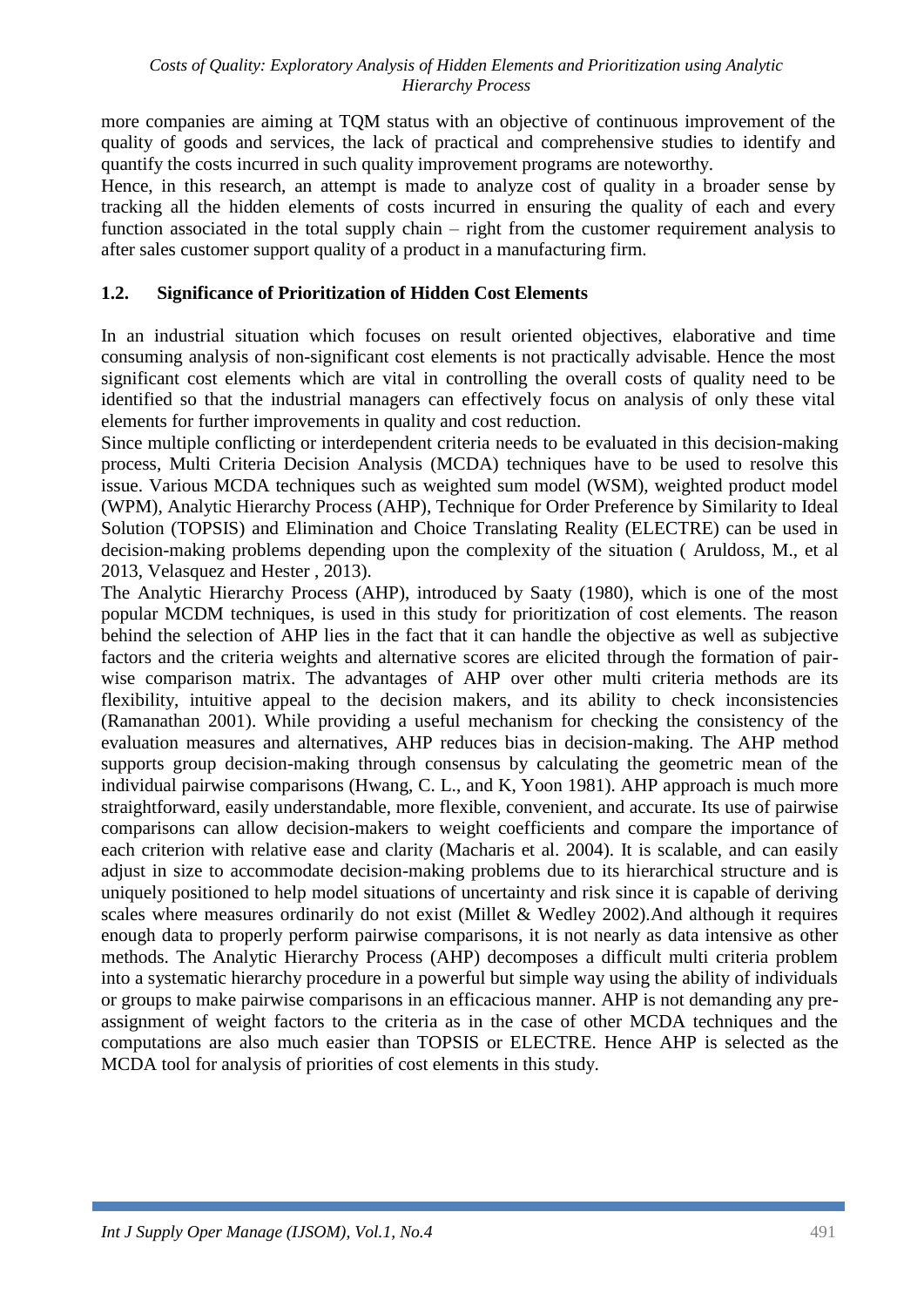more companies are aiming at TQM status with an objective of continuous improvement of the quality of goods and services, the lack of practical and comprehensive studies to identify and quantify the costs incurred in such quality improvement programs are noteworthy.

Hence, in this research, an attempt is made to analyze cost of quality in a broader sense by tracking all the hidden elements of costs incurred in ensuring the quality of each and every function associated in the total supply chain – right from the customer requirement analysis to after sales customer support quality of a product in a manufacturing firm.

### 1.2. Significance of Prioritization of Hidden Cost Elements

In an industrial situation which focuses on result oriented objectives, elaborative and time consuming analysis of non-significant cost elements is not practically advisable. Hence the most significant cost elements which are vital in controlling the overall costs of quality need to be identified so that the industrial managers can effectively focus on analysis of only these vital elements for further improvements in quality and cost reduction.

Since multiple conflicting or interdependent criteria needs to be evaluated in this decision-making process, Multi Criteria Decision Analysis (MCDA) techniques have to be used to resolve this issue. Various MCDA techniques such as weighted sum model (WSM), weighted product model (WPM), Analytic Hierarchy Process (AHP), Technique for Order Preference by Similarity to Ideal Solution (TOPSIS) and Elimination and Choice Translating Reality (ELECTRE) can be used in decision-making problems depending upon the complexity of the situation ( Aruldoss, M., et al 2013, Velasquez and Hester , 2013).

The Analytic Hierarchy Process (AHP), introduced by Saaty (1980), which is one of the most popular MCDM techniques, is used in this study for prioritization of cost elements. The reason behind the selection of AHP lies in the fact that it can handle the objective as well as subjective factors and the criteria weights and alternative scores are elicited through the formation of pair-wise comparison matrix. The advantages of AHP over other multi criteria methods are its flexibility, intuitive appeal to the decision makers, and its ability to check inconsistencies (Ramanathan 2001). While providing a useful mechanism for checking the consistency of the evaluation measures and alternatives, AHP reduces bias in decision-making. The AHP method supports group decision-making through consensus by calculating the geometric mean of the individual pairwise comparisons (Hwang, C. L., and K, Yoon 1981). AHP approach is much more straightforward, easily understandable, more flexible, convenient, and accurate. Its use of pairwise comparisons can allow decision-makers to weight coefficients and compare the importance of each criterion with relative ease and clarity (Macharis et al. 2004). It is scalable, and can easily adjust in size to accommodate decision-making problems due to its hierarchical structure and is uniquely positioned to help model situations of uncertainty and risk since it is capable of deriving scales where measures ordinarily do not exist (Millet & Wedley 2002).And although it requires enough data to properly perform pairwise comparisons, it is not nearly as data intensive as other methods. The Analytic Hierarchy Process (AHP) decomposes a difficult multi criteria problem into a systematic hierarchy procedure in a powerful but simple way using the ability of individuals or groups to make pairwise comparisons in an efficacious manner. AHP is not demanding any pre-assignment of weight factors to the criteria as in the case of other MCDA techniques and the computations are also much easier than TOPSIS or ELECTRE. Hence AHP is selected as the MCDA tool for analysis of priorities of cost elements in this study.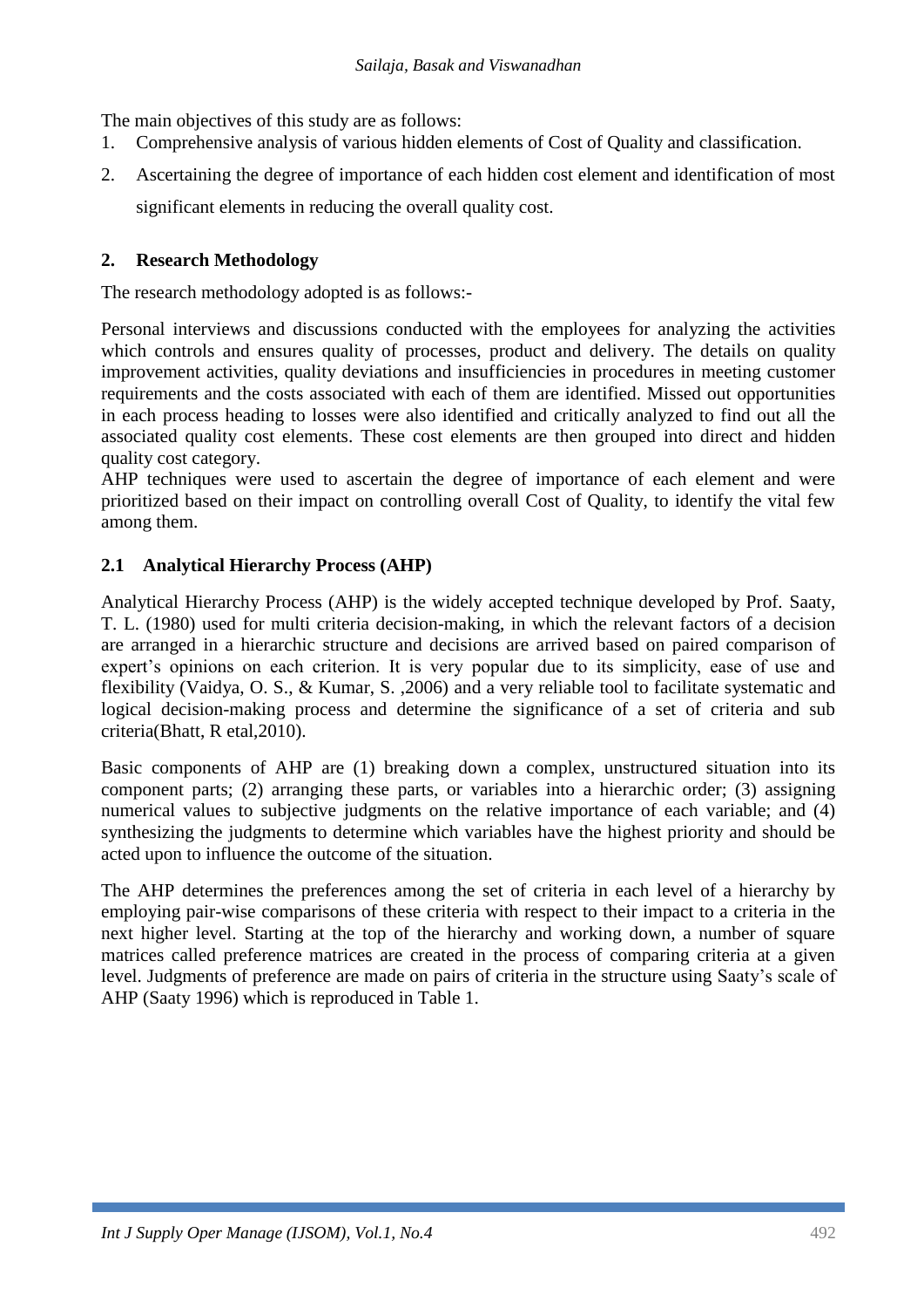The main objectives of this study are as follows:

1. Comprehensive analysis of various hidden elements of Cost of Quality and classification.
2. Ascertaining the degree of importance of each hidden cost element and identification of most significant elements in reducing the overall quality cost.

## 2. Research Methodology

The research methodology adopted is as follows:-

Personal interviews and discussions conducted with the employees for analyzing the activities which controls and ensures quality of processes, product and delivery. The details on quality improvement activities, quality deviations and insufficiencies in procedures in meeting customer requirements and the costs associated with each of them are identified. Missed out opportunities in each process heading to losses were also identified and critically analyzed to find out all the associated quality cost elements. These cost elements are then grouped into direct and hidden quality cost category.

AHP techniques were used to ascertain the degree of importance of each element and were prioritized based on their impact on controlling overall Cost of Quality, to identify the vital few among them.

### 2.1 Analytical Hierarchy Process (AHP)

Analytical Hierarchy Process (AHP) is the widely accepted technique developed by Prof. Saaty, T. L. (1980) used for multi criteria decision-making, in which the relevant factors of a decision are arranged in a hierarchic structure and decisions are arrived based on paired comparison of expert's opinions on each criterion. It is very popular due to its simplicity, ease of use and flexibility (Vaidya, O. S., & Kumar, S. ,2006) and a very reliable tool to facilitate systematic and logical decision-making process and determine the significance of a set of criteria and sub criteria(Bhatt, R etal,2010).

Basic components of AHP are (1) breaking down a complex, unstructured situation into its component parts; (2) arranging these parts, or variables into a hierarchic order; (3) assigning numerical values to subjective judgments on the relative importance of each variable; and (4) synthesizing the judgments to determine which variables have the highest priority and should be acted upon to influence the outcome of the situation.

The AHP determines the preferences among the set of criteria in each level of a hierarchy by employing pair-wise comparisons of these criteria with respect to their impact to a criteria in the next higher level. Starting at the top of the hierarchy and working down, a number of square matrices called preference matrices are created in the process of comparing criteria at a given level. Judgments of preference are made on pairs of criteria in the structure using Saaty's scale of AHP (Saaty 1996) which is reproduced in Table 1.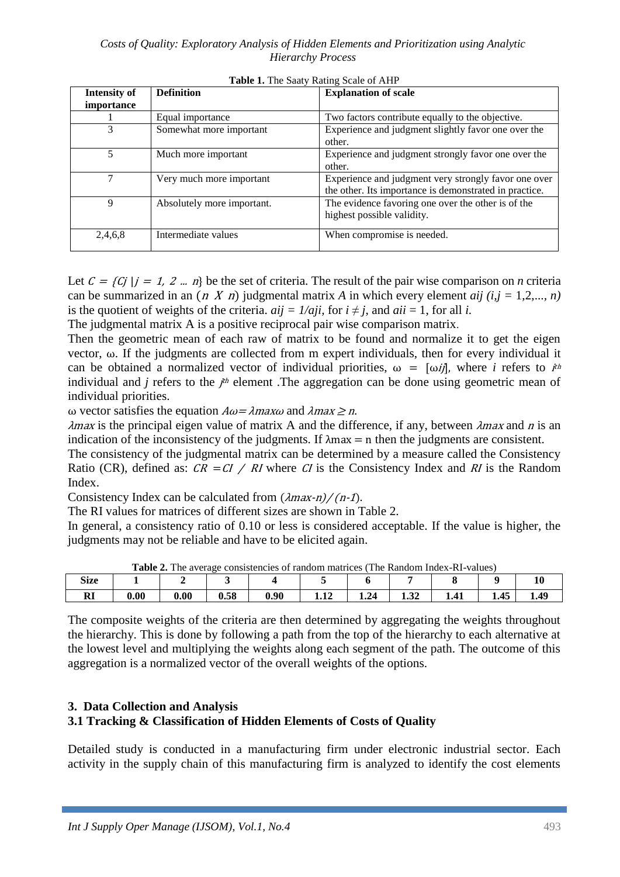**Table 1.** The Saaty Rating Scale of AHP

| Intensity of importance | Definition | Explanation of scale |
|---|---|---|
| 1 | Equal importance | Two factors contribute equally to the objective. |
| 3 | Somewhat more important | Experience and judgment slightly favor one over the other. |
| 5 | Much more important | Experience and judgment strongly favor one over the other. |
| 7 | Very much more important | Experience and judgment very strongly favor one over the other. Its importance is demonstrated in practice. |
| 9 | Absolutely more important. | The evidence favoring one over the other is of the highest possible validity. |
| 2,4,6,8 | Intermediate values | When compromise is needed. |

Let $C = \{C_j \mid j = 1, 2 \ldots n\}$ be the set of criteria. The result of the pair wise comparison on *n* criteria can be summarized in an $(n \ X \ n)$ judgmental matrix *A* in which every element $a_{ij}$ $(i,j = 1,2,..., n)$ is the quotient of weights of the criteria. $a_{ij} = 1/a_{ji}$, for $i \neq j$, and $a_{ii} = 1$, for all *i.*
The judgmental matrix A is a positive reciprocal pair wise comparison matrix.
Then the geometric mean of each raw of matrix to be found and normalize it to get the eigen vector, ω. If the judgments are collected from m expert individuals, then for every individual it can be obtained a normalized vector of individual priorities, $\omega = [\omega_{ij}]$, where *i* refers to $i^{th}$ individual and *j* refers to the $j^{th}$ element .The aggregation can be done using geometric mean of individual priorities.
ω vector satisfies the equation $A\omega = \lambda_{max}\omega$ and $\lambda_{max} \geq n$.
$\lambda_{max}$ is the principal eigen value of matrix A and the difference, if any, between $\lambda_{max}$ and $n$ is an indication of the inconsistency of the judgments. If $\lambda_{max} = n$ then the judgments are consistent.
The consistency of the judgmental matrix can be determined by a measure called the Consistency Ratio (CR), defined as: $CR = CI / RI$ where $CI$ is the Consistency Index and $RI$ is the Random Index.
Consistency Index can be calculated from $(\lambda_{max}-n)/(n-1)$.
The RI values for matrices of different sizes are shown in Table 2.
In general, a consistency ratio of 0.10 or less is considered acceptable. If the value is higher, the judgments may not be reliable and have to be elicited again.

**Table 2.** The average consistencies of random matrices (The Random Index-RI-values)

| Size | 1 | 2 | 3 | 4 | 5 | 6 | 7 | 8 | 9 | 10 |
|---|---|---|---|---|---|---|---|---|---|---|
| RI | 0.00 | 0.00 | 0.58 | 0.90 | 1.12 | 1.24 | 1.32 | 1.41 | 1.45 | 1.49 |

The composite weights of the criteria are then determined by aggregating the weights throughout the hierarchy. This is done by following a path from the top of the hierarchy to each alternative at the lowest level and multiplying the weights along each segment of the path. The outcome of this aggregation is a normalized vector of the overall weights of the options.

## 3. Data Collection and Analysis

### 3.1 Tracking & Classification of Hidden Elements of Costs of Quality

Detailed study is conducted in a manufacturing firm under electronic industrial sector. Each activity in the supply chain of this manufacturing firm is analyzed to identify the cost elements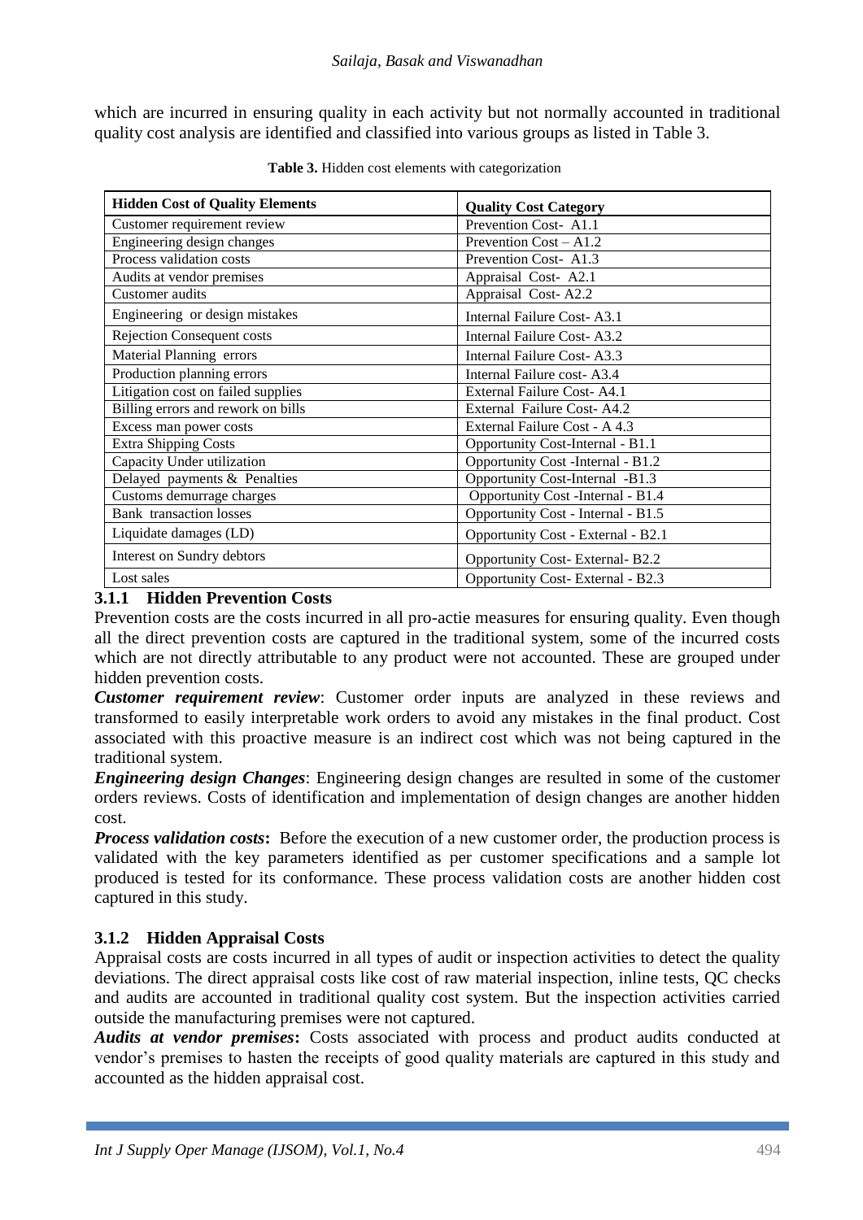which are incurred in ensuring quality in each activity but not normally accounted in traditional quality cost analysis are identified and classified into various groups as listed in Table 3.

**Table 3.** Hidden cost elements with categorization

| Hidden Cost of Quality Elements | Quality Cost Category |
|---|---|
| Customer requirement review | Prevention Cost- A1.1 |
| Engineering design changes | Prevention Cost – A1.2 |
| Process validation costs | Prevention Cost- A1.3 |
| Audits at vendor premises | Appraisal Cost- A2.1 |
| Customer audits | Appraisal Cost- A2.2 |
| Engineering or design mistakes | Internal Failure Cost- A3.1 |
| Rejection Consequent costs | Internal Failure Cost- A3.2 |
| Material Planning errors | Internal Failure Cost- A3.3 |
| Production planning errors | Internal Failure cost- A3.4 |
| Litigation cost on failed supplies | External Failure Cost- A4.1 |
| Billing errors and rework on bills | External Failure Cost- A4.2 |
| Excess man power costs | External Failure Cost - A 4.3 |
| Extra Shipping Costs | Opportunity Cost-Internal - B1.1 |
| Capacity Under utilization | Opportunity Cost -Internal - B1.2 |
| Delayed payments & Penalties | Opportunity Cost-Internal -B1.3 |
| Customs demurrage charges | Opportunity Cost -Internal - B1.4 |
| Bank transaction losses | Opportunity Cost - Internal - B1.5 |
| Liquidate damages (LD) | Opportunity Cost - External - B2.1 |
| Interest on Sundry debtors | Opportunity Cost- External- B2.2 |
| Lost sales | Opportunity Cost- External - B2.3 |

### 3.1.1 Hidden Prevention Costs

Prevention costs are the costs incurred in all pro-actie measures for ensuring quality. Even though all the direct prevention costs are captured in the traditional system, some of the incurred costs which are not directly attributable to any product were not accounted. These are grouped under hidden prevention costs.

***Customer requirement review***: Customer order inputs are analyzed in these reviews and transformed to easily interpretable work orders to avoid any mistakes in the final product. Cost associated with this proactive measure is an indirect cost which was not being captured in the traditional system.

***Engineering design Changes***: Engineering design changes are resulted in some of the customer orders reviews. Costs of identification and implementation of design changes are another hidden cost.

***Process validation costs*****:** Before the execution of a new customer order, the production process is validated with the key parameters identified as per customer specifications and a sample lot produced is tested for its conformance. These process validation costs are another hidden cost captured in this study.

### 3.1.2 Hidden Appraisal Costs

Appraisal costs are costs incurred in all types of audit or inspection activities to detect the quality deviations. The direct appraisal costs like cost of raw material inspection, inline tests, QC checks and audits are accounted in traditional quality cost system. But the inspection activities carried outside the manufacturing premises were not captured.

***Audits at vendor premises*****:** Costs associated with process and product audits conducted at vendor's premises to hasten the receipts of good quality materials are captured in this study and accounted as the hidden appraisal cost.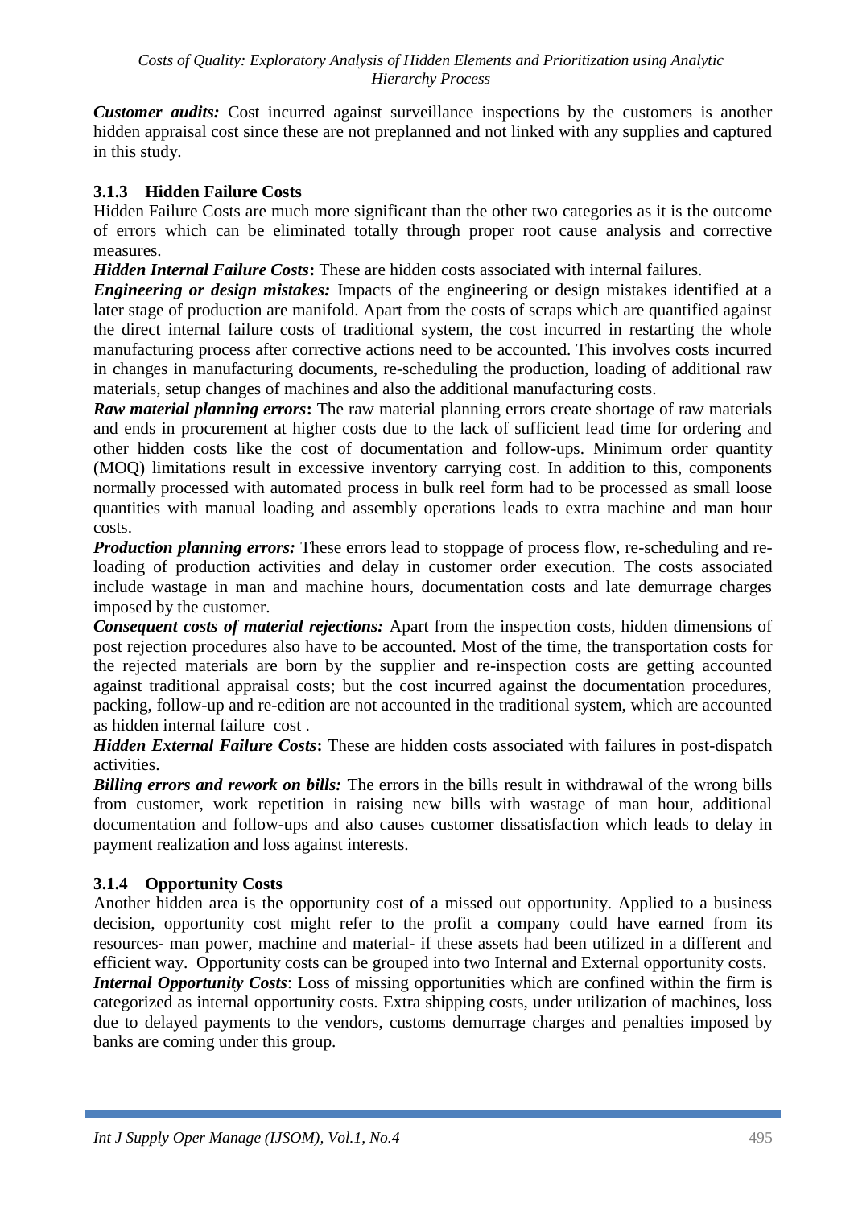***Customer audits:*** Cost incurred against surveillance inspections by the customers is another hidden appraisal cost since these are not preplanned and not linked with any supplies and captured in this study.

### 3.1.3 Hidden Failure Costs

Hidden Failure Costs are much more significant than the other two categories as it is the outcome of errors which can be eliminated totally through proper root cause analysis and corrective measures.

***Hidden Internal Failure Costs*:** These are hidden costs associated with internal failures.

***Engineering or design mistakes:*** Impacts of the engineering or design mistakes identified at a later stage of production are manifold. Apart from the costs of scraps which are quantified against the direct internal failure costs of traditional system, the cost incurred in restarting the whole manufacturing process after corrective actions need to be accounted. This involves costs incurred in changes in manufacturing documents, re-scheduling the production, loading of additional raw materials, setup changes of machines and also the additional manufacturing costs.

***Raw material planning errors*:** The raw material planning errors create shortage of raw materials and ends in procurement at higher costs due to the lack of sufficient lead time for ordering and other hidden costs like the cost of documentation and follow-ups. Minimum order quantity (MOQ) limitations result in excessive inventory carrying cost. In addition to this, components normally processed with automated process in bulk reel form had to be processed as small loose quantities with manual loading and assembly operations leads to extra machine and man hour costs.

***Production planning errors:*** These errors lead to stoppage of process flow, re-scheduling and re-loading of production activities and delay in customer order execution. The costs associated include wastage in man and machine hours, documentation costs and late demurrage charges imposed by the customer.

***Consequent costs of material rejections:*** Apart from the inspection costs, hidden dimensions of post rejection procedures also have to be accounted. Most of the time, the transportation costs for the rejected materials are born by the supplier and re-inspection costs are getting accounted against traditional appraisal costs; but the cost incurred against the documentation procedures, packing, follow-up and re-edition are not accounted in the traditional system, which are accounted as hidden internal failure cost .

***Hidden External Failure Costs*:** These are hidden costs associated with failures in post-dispatch activities.

***Billing errors and rework on bills:*** The errors in the bills result in withdrawal of the wrong bills from customer, work repetition in raising new bills with wastage of man hour, additional documentation and follow-ups and also causes customer dissatisfaction which leads to delay in payment realization and loss against interests.

### 3.1.4 Opportunity Costs

Another hidden area is the opportunity cost of a missed out opportunity. Applied to a business decision, opportunity cost might refer to the profit a company could have earned from its resources- man power, machine and material- if these assets had been utilized in a different and efficient way. Opportunity costs can be grouped into two Internal and External opportunity costs.

***Internal Opportunity Costs***: Loss of missing opportunities which are confined within the firm is categorized as internal opportunity costs. Extra shipping costs, under utilization of machines, loss due to delayed payments to the vendors, customs demurrage charges and penalties imposed by banks are coming under this group.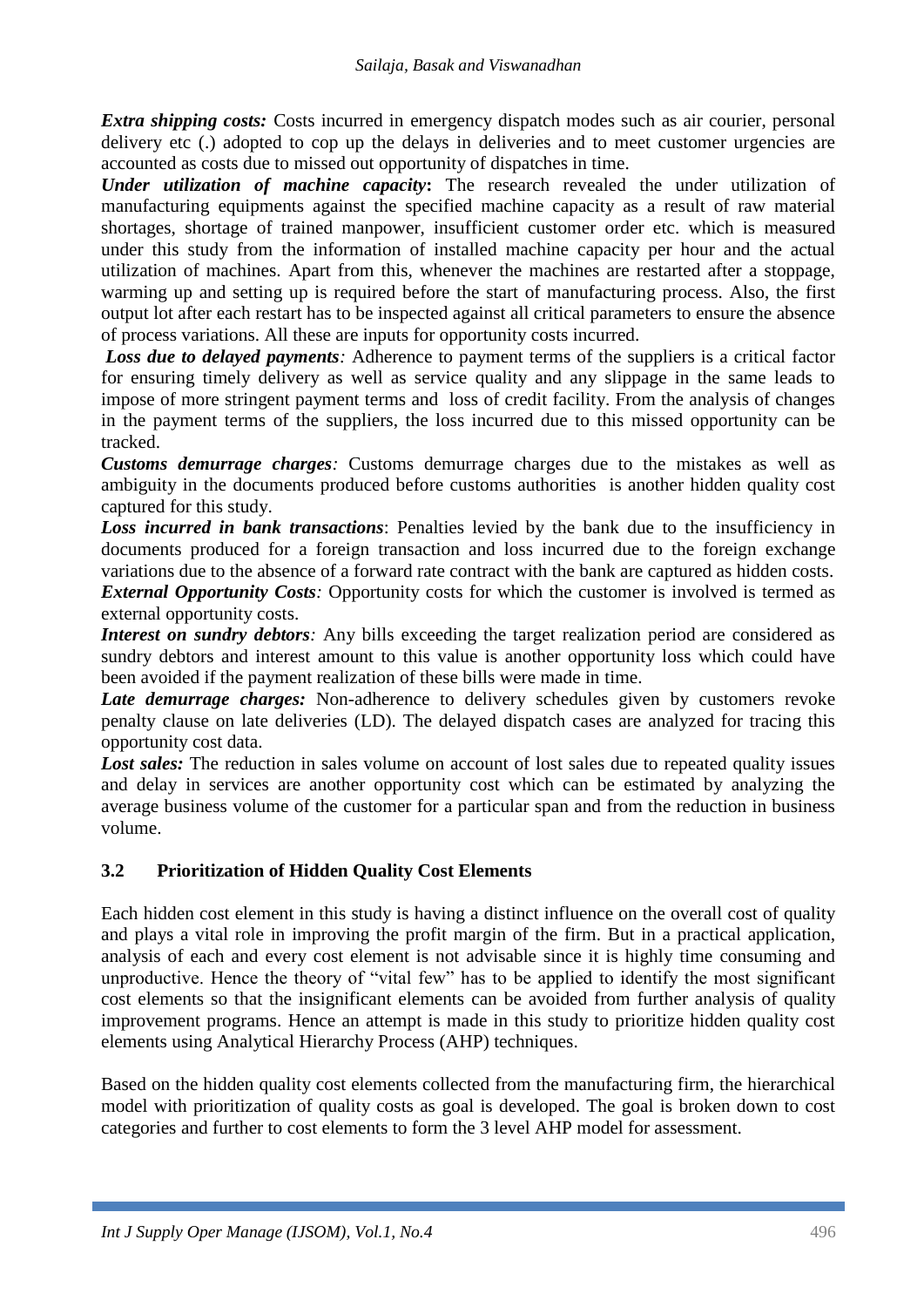***Extra shipping costs:*** Costs incurred in emergency dispatch modes such as air courier, personal delivery etc (.) adopted to cop up the delays in deliveries and to meet customer urgencies are accounted as costs due to missed out opportunity of dispatches in time.

***Under utilization of machine capacity*:** The research revealed the under utilization of manufacturing equipments against the specified machine capacity as a result of raw material shortages, shortage of trained manpower, insufficient customer order etc. which is measured under this study from the information of installed machine capacity per hour and the actual utilization of machines. Apart from this, whenever the machines are restarted after a stoppage, warming up and setting up is required before the start of manufacturing process. Also, the first output lot after each restart has to be inspected against all critical parameters to ensure the absence of process variations. All these are inputs for opportunity costs incurred.

***Loss due to delayed payments**:* Adherence to payment terms of the suppliers is a critical factor for ensuring timely delivery as well as service quality and any slippage in the same leads to impose of more stringent payment terms and loss of credit facility. From the analysis of changes in the payment terms of the suppliers, the loss incurred due to this missed opportunity can be tracked.

***Customs demurrage charges**:* Customs demurrage charges due to the mistakes as well as ambiguity in the documents produced before customs authorities is another hidden quality cost captured for this study.

***Loss incurred in bank transactions***: Penalties levied by the bank due to the insufficiency in documents produced for a foreign transaction and loss incurred due to the foreign exchange variations due to the absence of a forward rate contract with the bank are captured as hidden costs.

***External Opportunity Costs**:* Opportunity costs for which the customer is involved is termed as external opportunity costs.

***Interest on sundry debtors**:* Any bills exceeding the target realization period are considered as sundry debtors and interest amount to this value is another opportunity loss which could have been avoided if the payment realization of these bills were made in time.

***Late demurrage charges:*** Non-adherence to delivery schedules given by customers revoke penalty clause on late deliveries (LD). The delayed dispatch cases are analyzed for tracing this opportunity cost data.

***Lost sales:*** The reduction in sales volume on account of lost sales due to repeated quality issues and delay in services are another opportunity cost which can be estimated by analyzing the average business volume of the customer for a particular span and from the reduction in business volume.

### 3.2 Prioritization of Hidden Quality Cost Elements

Each hidden cost element in this study is having a distinct influence on the overall cost of quality and plays a vital role in improving the profit margin of the firm. But in a practical application, analysis of each and every cost element is not advisable since it is highly time consuming and unproductive. Hence the theory of "vital few" has to be applied to identify the most significant cost elements so that the insignificant elements can be avoided from further analysis of quality improvement programs. Hence an attempt is made in this study to prioritize hidden quality cost elements using Analytical Hierarchy Process (AHP) techniques.

Based on the hidden quality cost elements collected from the manufacturing firm, the hierarchical model with prioritization of quality costs as goal is developed. The goal is broken down to cost categories and further to cost elements to form the 3 level AHP model for assessment.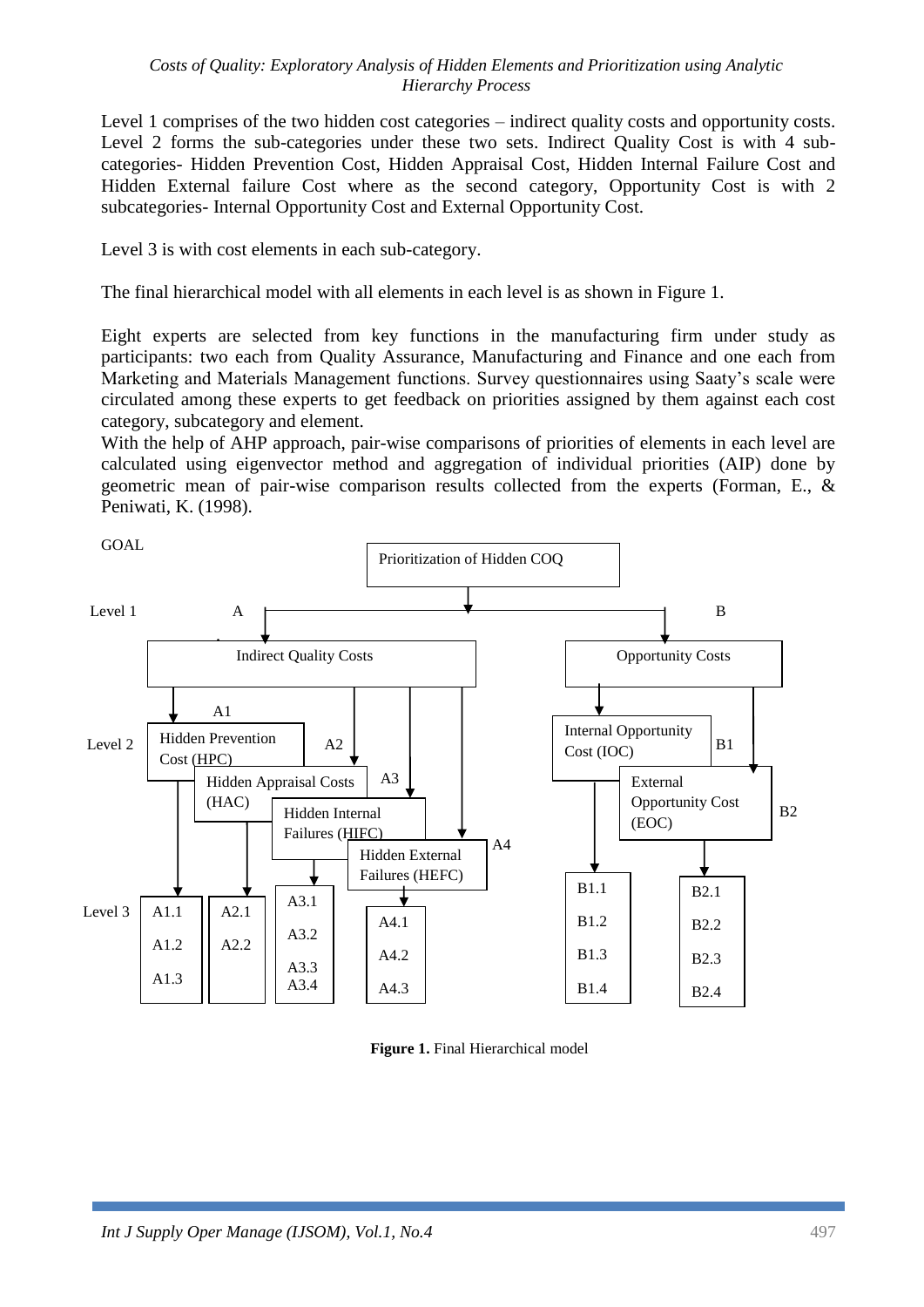Level 1 comprises of the two hidden cost categories – indirect quality costs and opportunity costs. Level 2 forms the sub-categories under these two sets. Indirect Quality Cost is with 4 sub-categories- Hidden Prevention Cost, Hidden Appraisal Cost, Hidden Internal Failure Cost and Hidden External failure Cost where as the second category, Opportunity Cost is with 2 subcategories- Internal Opportunity Cost and External Opportunity Cost.

Level 3 is with cost elements in each sub-category.

The final hierarchical model with all elements in each level is as shown in Figure 1.

Eight experts are selected from key functions in the manufacturing firm under study as participants: two each from Quality Assurance, Manufacturing and Finance and one each from Marketing and Materials Management functions. Survey questionnaires using Saaty's scale were circulated among these experts to get feedback on priorities assigned by them against each cost category, subcategory and element.

With the help of AHP approach, pair-wise comparisons of priorities of elements in each level are calculated using eigenvector method and aggregation of individual priorities (AIP) done by geometric mean of pair-wise comparison results collected from the experts (Forman, E., & Peniwati, K. (1998).

GOAL: Prioritization of Hidden COQ

Level 1: A – Indirect Quality Costs; B – Opportunity Costs

Level 2: A1 – Hidden Prevention Cost (HPC); A2 – Hidden Appraisal Costs (HAC); A3 – Hidden Internal Failures (HIFC); A4 – Hidden External Failures (HEFC); B1 – Internal Opportunity Cost (IOC); B2 – External Opportunity Cost (EOC)

Level 3: A1.1, A1.2, A1.3; A2.1, A2.2; A3.1, A3.2, A3.3, A3.4; A4.1, A4.2, A4.3; B1.1, B1.2, B1.3, B1.4; B2.1, B2.2, B2.3, B2.4

**Figure 1.** Final Hierarchical model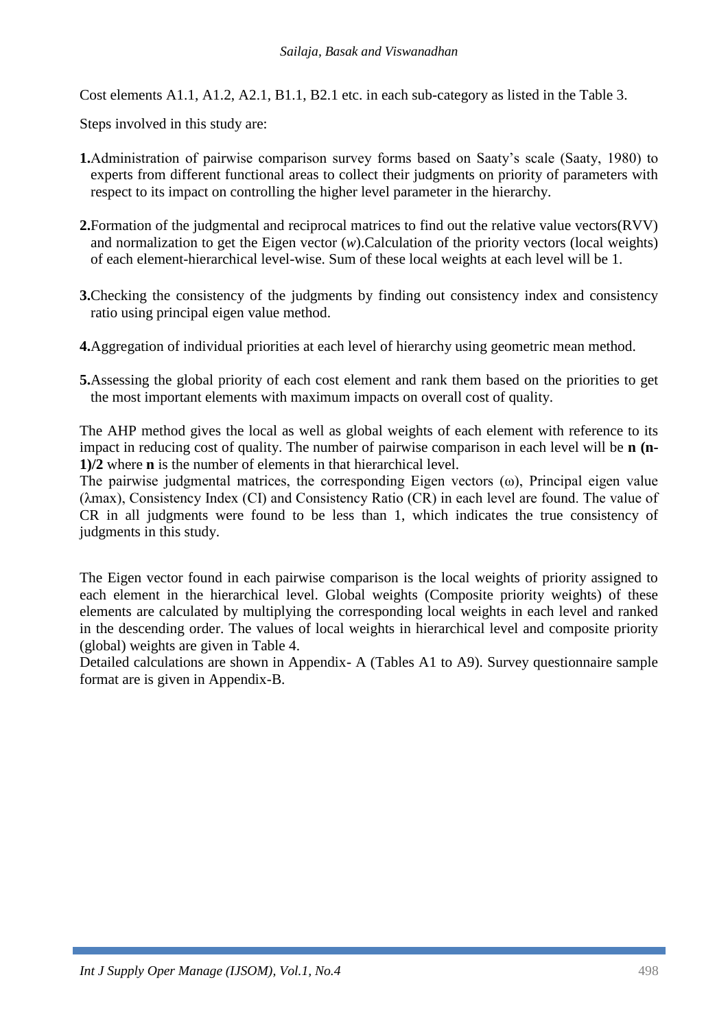Cost elements A1.1, A1.2, A2.1, B1.1, B2.1 etc. in each sub-category as listed in the Table 3.

Steps involved in this study are:

**1.** Administration of pairwise comparison survey forms based on Saaty's scale (Saaty, 1980) to experts from different functional areas to collect their judgments on priority of parameters with respect to its impact on controlling the higher level parameter in the hierarchy.

**2.** Formation of the judgmental and reciprocal matrices to find out the relative value vectors(RVV) and normalization to get the Eigen vector ($w$).Calculation of the priority vectors (local weights) of each element-hierarchical level-wise. Sum of these local weights at each level will be 1.

**3.** Checking the consistency of the judgments by finding out consistency index and consistency ratio using principal eigen value method.

**4.** Aggregation of individual priorities at each level of hierarchy using geometric mean method.

**5.** Assessing the global priority of each cost element and rank them based on the priorities to get the most important elements with maximum impacts on overall cost of quality.

The AHP method gives the local as well as global weights of each element with reference to its impact in reducing cost of quality. The number of pairwise comparison in each level will be $\mathbf{n\ (n-1)/2}$ where $\mathbf{n}$ is the number of elements in that hierarchical level.
The pairwise judgmental matrices, the corresponding Eigen vectors ($\omega$), Principal eigen value ($\lambda$max), Consistency Index (CI) and Consistency Ratio (CR) in each level are found. The value of CR in all judgments were found to be less than 1, which indicates the true consistency of judgments in this study.

The Eigen vector found in each pairwise comparison is the local weights of priority assigned to each element in the hierarchical level. Global weights (Composite priority weights) of these elements are calculated by multiplying the corresponding local weights in each level and ranked in the descending order. The values of local weights in hierarchical level and composite priority (global) weights are given in Table 4.
Detailed calculations are shown in Appendix- A (Tables A1 to A9). Survey questionnaire sample format are is given in Appendix-B.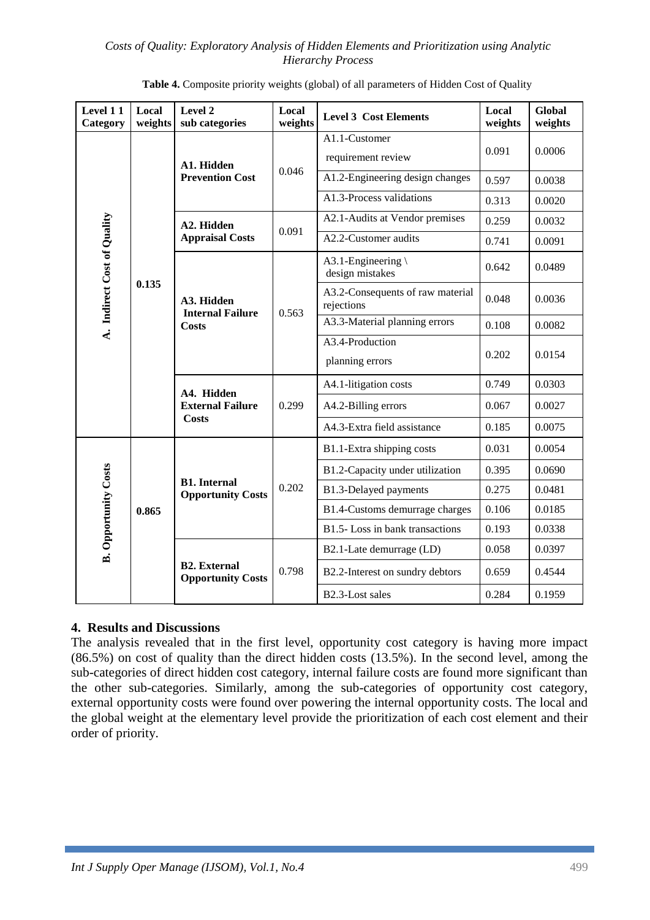**Table 4.** Composite priority weights (global) of all parameters of Hidden Cost of Quality

| Level 1 1 Category | Local weights | Level 2 sub categories | Local weights | Level 3 Cost Elements | Local weights | Global weights |
|---|---|---|---|---|---|---|
| A. Indirect Cost of Quality | 0.135 | A1. Hidden Prevention Cost | 0.046 | A1.1-Customer requirement review | 0.091 | 0.0006 |
| | | | | A1.2-Engineering design changes | 0.597 | 0.0038 |
| | | | | A1.3-Process validations | 0.313 | 0.0020 |
| | | A2. Hidden Appraisal Costs | 0.091 | A2.1-Audits at Vendor premises | 0.259 | 0.0032 |
| | | | | A2.2-Customer audits | 0.741 | 0.0091 |
| | | A3. Hidden Internal Failure Costs | 0.563 | A3.1-Engineering \ design mistakes | 0.642 | 0.0489 |
| | | | | A3.2-Consequents of raw material rejections | 0.048 | 0.0036 |
| | | | | A3.3-Material planning errors | 0.108 | 0.0082 |
| | | | | A3.4-Production planning errors | 0.202 | 0.0154 |
| | | A4. Hidden External Failure Costs | 0.299 | A4.1-litigation costs | 0.749 | 0.0303 |
| | | | | A4.2-Billing errors | 0.067 | 0.0027 |
| | | | | A4.3-Extra field assistance | 0.185 | 0.0075 |
| B. Opportunity Costs | 0.865 | B1. Internal Opportunity Costs | 0.202 | B1.1-Extra shipping costs | 0.031 | 0.0054 |
| | | | | B1.2-Capacity under utilization | 0.395 | 0.0690 |
| | | | | B1.3-Delayed payments | 0.275 | 0.0481 |
| | | | | B1.4-Customs demurrage charges | 0.106 | 0.0185 |
| | | | | B1.5- Loss in bank transactions | 0.193 | 0.0338 |
| | | B2. External Opportunity Costs | 0.798 | B2.1-Late demurrage (LD) | 0.058 | 0.0397 |
| | | | | B2.2-Interest on sundry debtors | 0.659 | 0.4544 |
| | | | | B2.3-Lost sales | 0.284 | 0.1959 |

## 4. Results and Discussions

The analysis revealed that in the first level, opportunity cost category is having more impact (86.5%) on cost of quality than the direct hidden costs (13.5%). In the second level, among the sub-categories of direct hidden cost category, internal failure costs are found more significant than the other sub-categories. Similarly, among the sub-categories of opportunity cost category, external opportunity costs were found over powering the internal opportunity costs. The local and the global weight at the elementary level provide the prioritization of each cost element and their order of priority.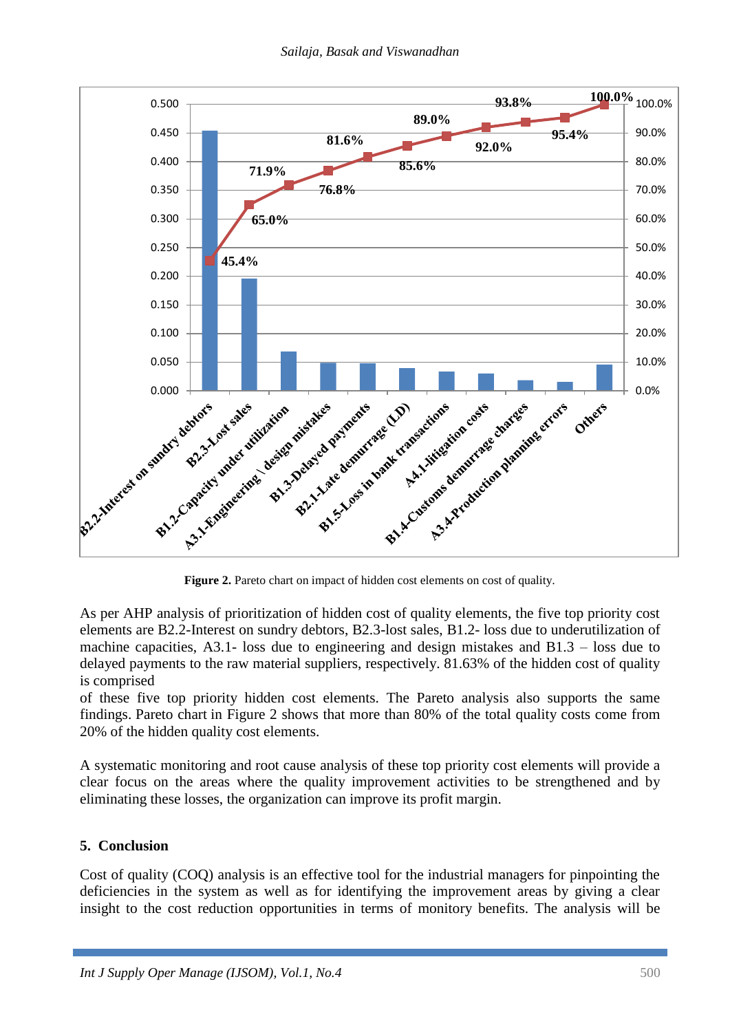Figure 2. Pareto chart on impact of hidden cost elements on cost of quality.

As per AHP analysis of prioritization of hidden cost of quality elements, the five top priority cost elements are B2.2-Interest on sundry debtors, B2.3-lost sales, B1.2- loss due to underutilization of machine capacities, A3.1- loss due to engineering and design mistakes and B1.3 – loss due to delayed payments to the raw material suppliers, respectively. 81.63% of the hidden cost of quality is comprised

of these five top priority hidden cost elements. The Pareto analysis also supports the same findings. Pareto chart in Figure 2 shows that more than 80% of the total quality costs come from 20% of the hidden quality cost elements.

A systematic monitoring and root cause analysis of these top priority cost elements will provide a clear focus on the areas where the quality improvement activities to be strengthened and by eliminating these losses, the organization can improve its profit margin.

## 5. Conclusion

Cost of quality (COQ) analysis is an effective tool for the industrial managers for pinpointing the deficiencies in the system as well as for identifying the improvement areas by giving a clear insight to the cost reduction opportunities in terms of monitory benefits. The analysis will be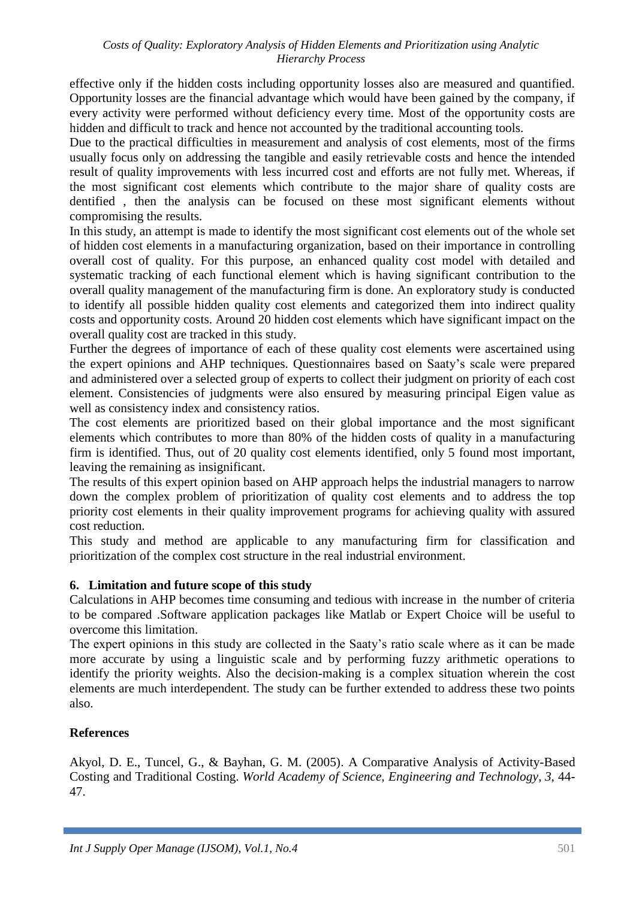effective only if the hidden costs including opportunity losses also are measured and quantified. Opportunity losses are the financial advantage which would have been gained by the company, if every activity were performed without deficiency every time. Most of the opportunity costs are hidden and difficult to track and hence not accounted by the traditional accounting tools.

Due to the practical difficulties in measurement and analysis of cost elements, most of the firms usually focus only on addressing the tangible and easily retrievable costs and hence the intended result of quality improvements with less incurred cost and efforts are not fully met. Whereas, if the most significant cost elements which contribute to the major share of quality costs are dentified , then the analysis can be focused on these most significant elements without compromising the results.

In this study, an attempt is made to identify the most significant cost elements out of the whole set of hidden cost elements in a manufacturing organization, based on their importance in controlling overall cost of quality. For this purpose, an enhanced quality cost model with detailed and systematic tracking of each functional element which is having significant contribution to the overall quality management of the manufacturing firm is done. An exploratory study is conducted to identify all possible hidden quality cost elements and categorized them into indirect quality costs and opportunity costs. Around 20 hidden cost elements which have significant impact on the overall quality cost are tracked in this study.

Further the degrees of importance of each of these quality cost elements were ascertained using the expert opinions and AHP techniques. Questionnaires based on Saaty's scale were prepared and administered over a selected group of experts to collect their judgment on priority of each cost element. Consistencies of judgments were also ensured by measuring principal Eigen value as well as consistency index and consistency ratios.

The cost elements are prioritized based on their global importance and the most significant elements which contributes to more than 80% of the hidden costs of quality in a manufacturing firm is identified. Thus, out of 20 quality cost elements identified, only 5 found most important, leaving the remaining as insignificant.

The results of this expert opinion based on AHP approach helps the industrial managers to narrow down the complex problem of prioritization of quality cost elements and to address the top priority cost elements in their quality improvement programs for achieving quality with assured cost reduction.

This study and method are applicable to any manufacturing firm for classification and prioritization of the complex cost structure in the real industrial environment.

## 6. Limitation and future scope of this study

Calculations in AHP becomes time consuming and tedious with increase in the number of criteria to be compared .Software application packages like Matlab or Expert Choice will be useful to overcome this limitation.

The expert opinions in this study are collected in the Saaty's ratio scale where as it can be made more accurate by using a linguistic scale and by performing fuzzy arithmetic operations to identify the priority weights. Also the decision-making is a complex situation wherein the cost elements are much interdependent. The study can be further extended to address these two points also.

## References

Akyol, D. E., Tuncel, G., & Bayhan, G. M. (2005). A Comparative Analysis of Activity-Based Costing and Traditional Costing. *World Academy of Science, Engineering and Technology*, *3*, 44-47.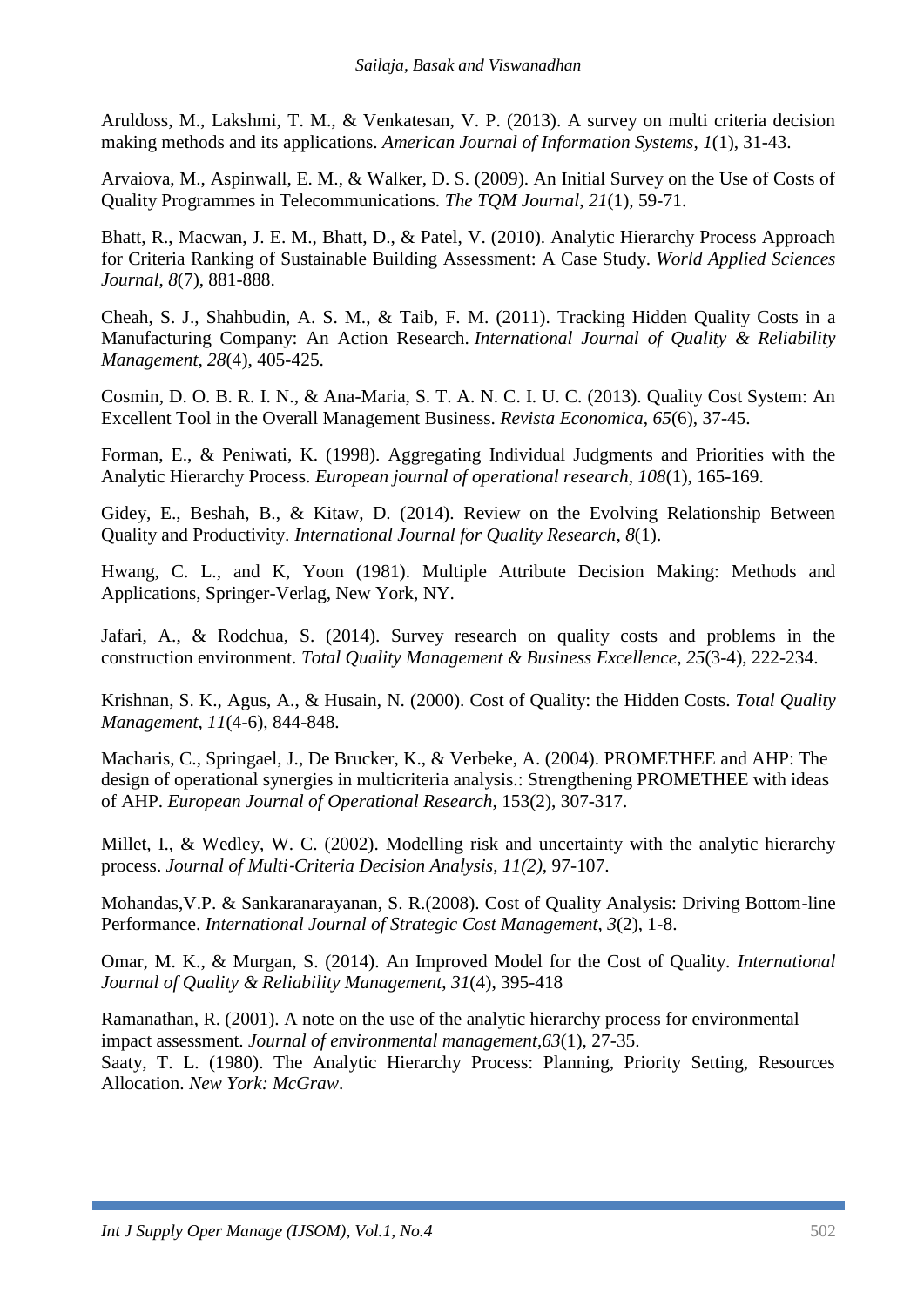Aruldoss, M., Lakshmi, T. M., & Venkatesan, V. P. (2013). A survey on multi criteria decision making methods and its applications. *American Journal of Information Systems*, *1*(1), 31-43.

Arvaiova, M., Aspinwall, E. M., & Walker, D. S. (2009). An Initial Survey on the Use of Costs of Quality Programmes in Telecommunications. *The TQM Journal*, *21*(1), 59-71.

Bhatt, R., Macwan, J. E. M., Bhatt, D., & Patel, V. (2010). Analytic Hierarchy Process Approach for Criteria Ranking of Sustainable Building Assessment: A Case Study. *World Applied Sciences Journal*, *8*(7), 881-888.

Cheah, S. J., Shahbudin, A. S. M., & Taib, F. M. (2011). Tracking Hidden Quality Costs in a Manufacturing Company: An Action Research. *International Journal of Quality & Reliability Management*, *28*(4), 405-425.

Cosmin, D. O. B. R. I. N., & Ana-Maria, S. T. A. N. C. I. U. C. (2013). Quality Cost System: An Excellent Tool in the Overall Management Business. *Revista Economica*, *65*(6), 37-45.

Forman, E., & Peniwati, K. (1998). Aggregating Individual Judgments and Priorities with the Analytic Hierarchy Process. *European journal of operational research*, *108*(1), 165-169.

Gidey, E., Beshah, B., & Kitaw, D. (2014). Review on the Evolving Relationship Between Quality and Productivity. *International Journal for Quality Research*, *8*(1).

Hwang, C. L., and K, Yoon (1981). Multiple Attribute Decision Making: Methods and Applications, Springer-Verlag, New York, NY.

Jafari, A., & Rodchua, S. (2014). Survey research on quality costs and problems in the construction environment. *Total Quality Management & Business Excellence*, *25*(3-4), 222-234.

Krishnan, S. K., Agus, A., & Husain, N. (2000). Cost of Quality: the Hidden Costs. *Total Quality Management*, *11*(4-6), 844-848.

Macharis, C., Springael, J., De Brucker, K., & Verbeke, A. (2004). PROMETHEE and AHP: The design of operational synergies in multicriteria analysis.: Strengthening PROMETHEE with ideas of AHP. *European Journal of Operational Research*, 153(2), 307-317.

Millet, I., & Wedley, W. C. (2002). Modelling risk and uncertainty with the analytic hierarchy process. *Journal of Multi-Criteria Decision Analysis*, *11(2),* 97-107.

Mohandas,V.P. & Sankaranarayanan, S. R.(2008). Cost of Quality Analysis: Driving Bottom-line Performance. *International Journal of Strategic Cost Management*, *3*(2), 1-8.

Omar, M. K., & Murgan, S. (2014). An Improved Model for the Cost of Quality. *International Journal of Quality & Reliability Management*, *31*(4), 395-418

Ramanathan, R. (2001). A note on the use of the analytic hierarchy process for environmental impact assessment. *Journal of environmental management*,*63*(1), 27-35.

Saaty, T. L. (1980). The Analytic Hierarchy Process: Planning, Priority Setting, Resources Allocation. *New York: McGraw*.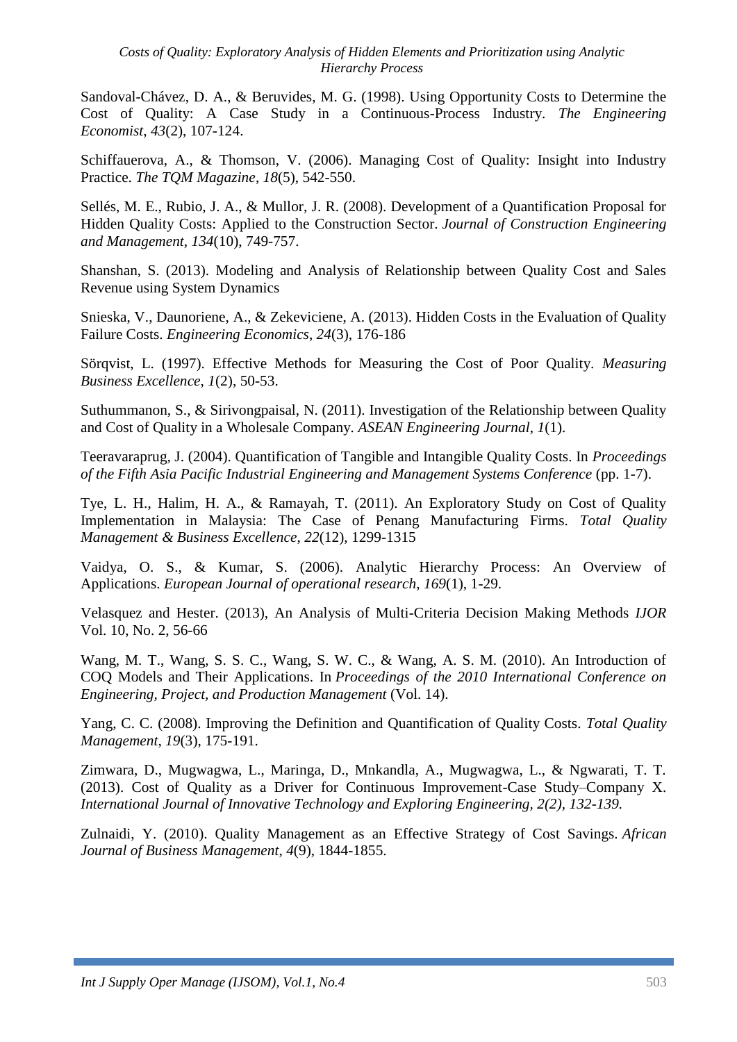Sandoval-Chávez, D. A., & Beruvides, M. G. (1998). Using Opportunity Costs to Determine the Cost of Quality: A Case Study in a Continuous-Process Industry. *The Engineering Economist*, *43*(2), 107-124.

Schiffauerova, A., & Thomson, V. (2006). Managing Cost of Quality: Insight into Industry Practice. *The TQM Magazine*, *18*(5), 542-550.

Sellés, M. E., Rubio, J. A., & Mullor, J. R. (2008). Development of a Quantification Proposal for Hidden Quality Costs: Applied to the Construction Sector. *Journal of Construction Engineering and Management*, *134*(10), 749-757.

Shanshan, S. (2013). Modeling and Analysis of Relationship between Quality Cost and Sales Revenue using System Dynamics

Snieska, V., Daunoriene, A., & Zekeviciene, A. (2013). Hidden Costs in the Evaluation of Quality Failure Costs. *Engineering Economics*, *24*(3), 176-186

Sörqvist, L. (1997). Effective Methods for Measuring the Cost of Poor Quality. *Measuring Business Excellence*, *1*(2), 50-53.

Suthummanon, S., & Sirivongpaisal, N. (2011). Investigation of the Relationship between Quality and Cost of Quality in a Wholesale Company. *ASEAN Engineering Journal*, *1*(1).

Teeravaraprug, J. (2004). Quantification of Tangible and Intangible Quality Costs. In *Proceedings of the Fifth Asia Pacific Industrial Engineering and Management Systems Conference* (pp. 1-7).

Tye, L. H., Halim, H. A., & Ramayah, T. (2011). An Exploratory Study on Cost of Quality Implementation in Malaysia: The Case of Penang Manufacturing Firms. *Total Quality Management & Business Excellence*, *22*(12), 1299-1315

Vaidya, O. S., & Kumar, S. (2006). Analytic Hierarchy Process: An Overview of Applications. *European Journal of operational research*, *169*(1), 1-29.

Velasquez and Hester. (2013), An Analysis of Multi-Criteria Decision Making Methods *IJOR* Vol. 10, No. 2, 56-66

Wang, M. T., Wang, S. S. C., Wang, S. W. C., & Wang, A. S. M. (2010). An Introduction of COQ Models and Their Applications. In *Proceedings of the 2010 International Conference on Engineering, Project, and Production Management* (Vol. 14).

Yang, C. C. (2008). Improving the Definition and Quantification of Quality Costs. *Total Quality Management*, *19*(3), 175-191.

Zimwara, D., Mugwagwa, L., Maringa, D., Mnkandla, A., Mugwagwa, L., & Ngwarati, T. T. (2013). Cost of Quality as a Driver for Continuous Improvement-Case Study–Company X. *International Journal of Innovative Technology and Exploring Engineering, 2(2), 132-139.*

Zulnaidi, Y. (2010). Quality Management as an Effective Strategy of Cost Savings. *African Journal of Business Management*, *4*(9), 1844-1855.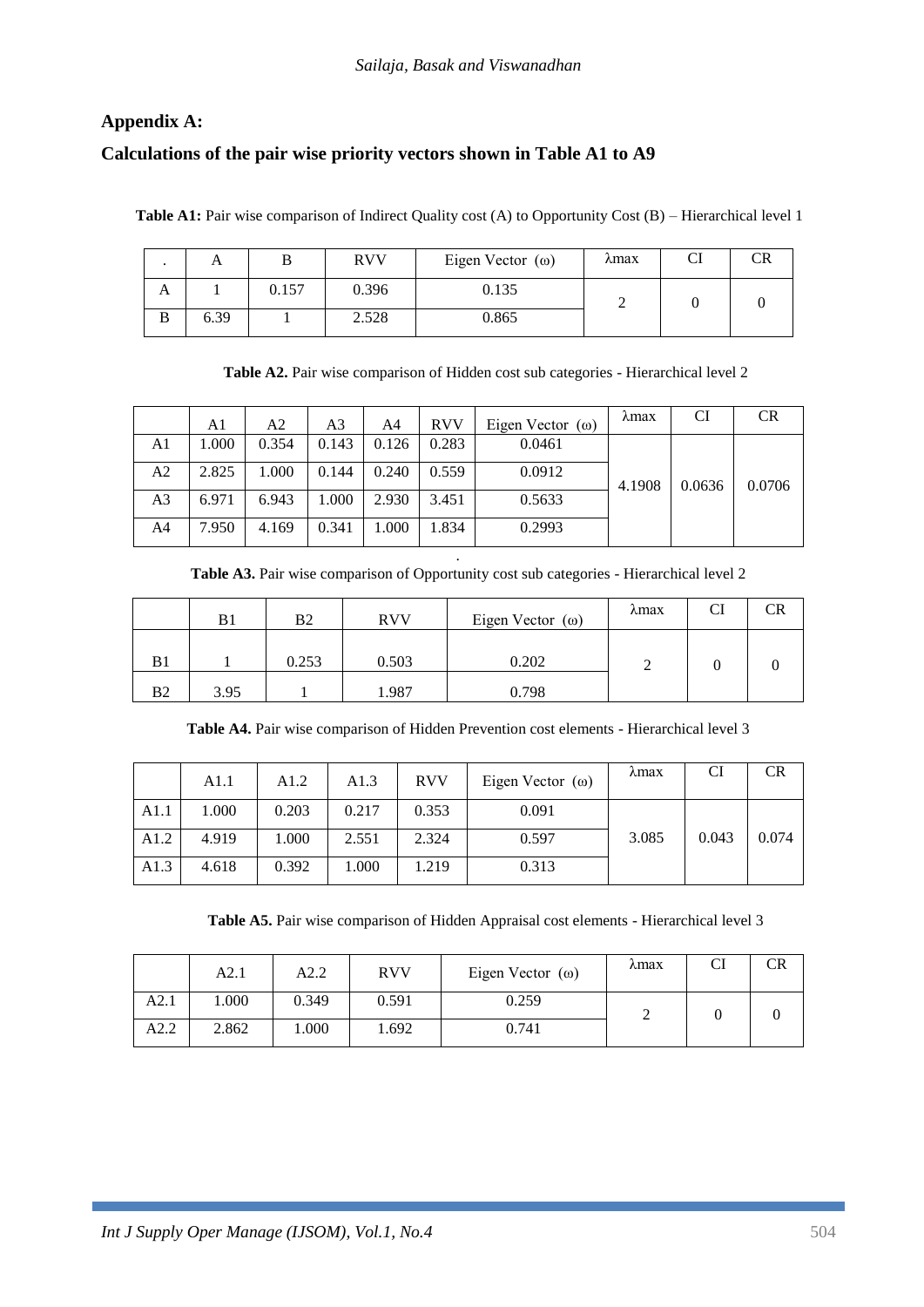## Appendix A:

## Calculations of the pair wise priority vectors shown in Table A1 to A9

**Table A1:** Pair wise comparison of Indirect Quality cost (A) to Opportunity Cost (B) – Hierarchical level 1

| . | A | B | RVV | Eigen Vector (ω) | λmax | CI | CR |
|---|---|---|---|---|---|---|---|
| A | 1 | 0.157 | 0.396 | 0.135 | 2 | 0 | 0 |
| B | 6.39 | 1 | 2.528 | 0.865 | | | |

**Table A2.** Pair wise comparison of Hidden cost sub categories - Hierarchical level 2

| | A1 | A2 | A3 | A4 | RVV | Eigen Vector (ω) | λmax | CI | CR |
|---|---|---|---|---|---|---|---|---|---|
| A1 | 1.000 | 0.354 | 0.143 | 0.126 | 0.283 | 0.0461 | 4.1908 | 0.0636 | 0.0706 |
| A2 | 2.825 | 1.000 | 0.144 | 0.240 | 0.559 | 0.0912 | | | |
| A3 | 6.971 | 6.943 | 1.000 | 2.930 | 3.451 | 0.5633 | | | |
| A4 | 7.950 | 4.169 | 0.341 | 1.000 | 1.834 | 0.2993 | | | |

**Table A3.** Pair wise comparison of Opportunity cost sub categories - Hierarchical level 2

| | B1 | B2 | RVV | Eigen Vector (ω) | λmax | CI | CR |
|---|---|---|---|---|---|---|---|
| B1 | 1 | 0.253 | 0.503 | 0.202 | 2 | 0 | 0 |
| B2 | 3.95 | 1 | 1.987 | 0.798 | | | |

**Table A4.** Pair wise comparison of Hidden Prevention cost elements - Hierarchical level 3

| | A1.1 | A1.2 | A1.3 | RVV | Eigen Vector (ω) | λmax | CI | CR |
|---|---|---|---|---|---|---|---|---|
| A1.1 | 1.000 | 0.203 | 0.217 | 0.353 | 0.091 | 3.085 | 0.043 | 0.074 |
| A1.2 | 4.919 | 1.000 | 2.551 | 2.324 | 0.597 | | | |
| A1.3 | 4.618 | 0.392 | 1.000 | 1.219 | 0.313 | | | |

**Table A5.** Pair wise comparison of Hidden Appraisal cost elements - Hierarchical level 3

| | A2.1 | A2.2 | RVV | Eigen Vector (ω) | λmax | CI | CR |
|---|---|---|---|---|---|---|---|
| A2.1 | 1.000 | 0.349 | 0.591 | 0.259 | 2 | 0 | 0 |
| A2.2 | 2.862 | 1.000 | 1.692 | 0.741 | | | |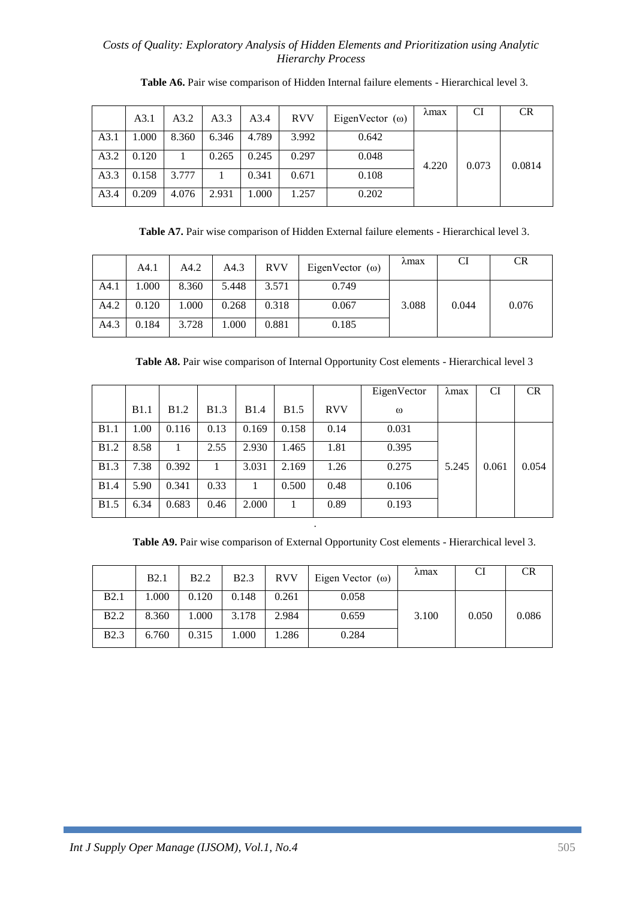**Table A6.** Pair wise comparison of Hidden Internal failure elements - Hierarchical level 3.

| | A3.1 | A3.2 | A3.3 | A3.4 | RVV | EigenVector (ω) | λmax | CI | CR |
|---|---|---|---|---|---|---|---|---|---|
| A3.1 | 1.000 | 8.360 | 6.346 | 4.789 | 3.992 | 0.642 | 4.220 | 0.073 | 0.0814 |
| A3.2 | 0.120 | 1 | 0.265 | 0.245 | 0.297 | 0.048 | | | |
| A3.3 | 0.158 | 3.777 | 1 | 0.341 | 0.671 | 0.108 | | | |
| A3.4 | 0.209 | 4.076 | 2.931 | 1.000 | 1.257 | 0.202 | | | |

**Table A7.** Pair wise comparison of Hidden External failure elements - Hierarchical level 3.

| | A4.1 | A4.2 | A4.3 | RVV | EigenVector (ω) | λmax | CI | CR |
|---|---|---|---|---|---|---|---|---|
| A4.1 | 1.000 | 8.360 | 5.448 | 3.571 | 0.749 | 3.088 | 0.044 | 0.076 |
| A4.2 | 0.120 | 1.000 | 0.268 | 0.318 | 0.067 | | | |
| A4.3 | 0.184 | 3.728 | 1.000 | 0.881 | 0.185 | | | |

**Table A8.** Pair wise comparison of Internal Opportunity Cost elements - Hierarchical level 3

| | B1.1 | B1.2 | B1.3 | B1.4 | B1.5 | RVV | EigenVector ω | λmax | CI | CR |
|---|---|---|---|---|---|---|---|---|---|---|
| B1.1 | 1.00 | 0.116 | 0.13 | 0.169 | 0.158 | 0.14 | 0.031 | 5.245 | 0.061 | 0.054 |
| B1.2 | 8.58 | 1 | 2.55 | 2.930 | 1.465 | 1.81 | 0.395 | | | |
| B1.3 | 7.38 | 0.392 | 1 | 3.031 | 2.169 | 1.26 | 0.275 | | | |
| B1.4 | 5.90 | 0.341 | 0.33 | 1 | 0.500 | 0.48 | 0.106 | | | |
| B1.5 | 6.34 | 0.683 | 0.46 | 2.000 | 1 | 0.89 | 0.193 | | | |

**Table A9.** Pair wise comparison of External Opportunity Cost elements - Hierarchical level 3.

| | B2.1 | B2.2 | B2.3 | RVV | Eigen Vector (ω) | λmax | CI | CR |
|---|---|---|---|---|---|---|---|---|
| B2.1 | 1.000 | 0.120 | 0.148 | 0.261 | 0.058 | 3.100 | 0.050 | 0.086 |
| B2.2 | 8.360 | 1.000 | 3.178 | 2.984 | 0.659 | | | |
| B2.3 | 6.760 | 0.315 | 1.000 | 1.286 | 0.284 | | | |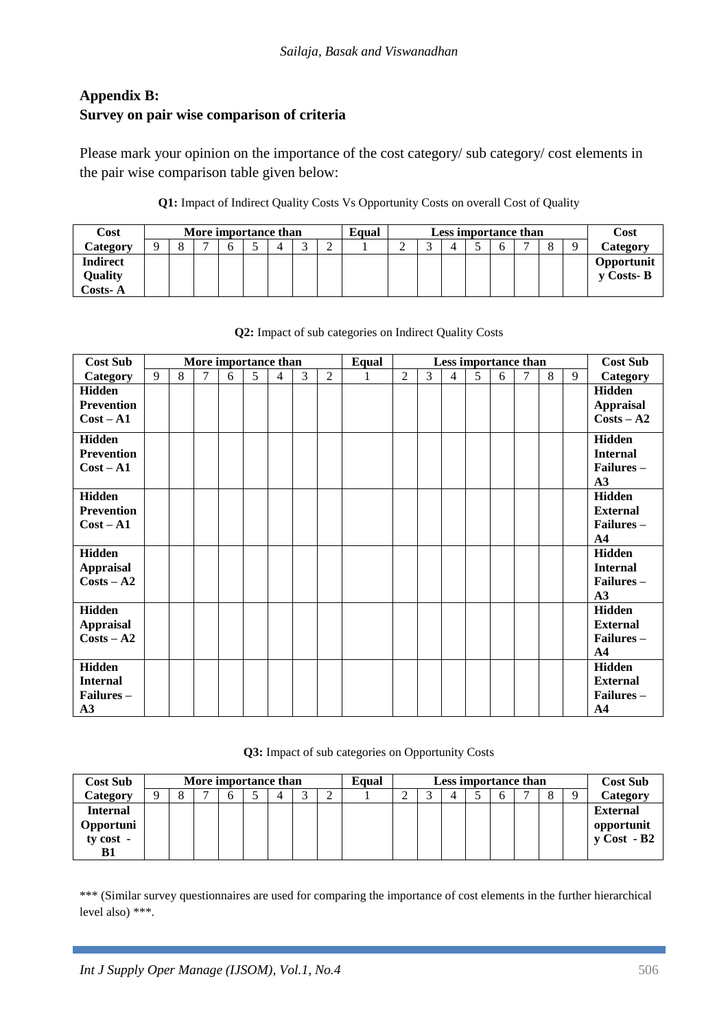## Appendix B:
## Survey on pair wise comparison of criteria

Please mark your opinion on the importance of the cost category/ sub category/ cost elements in the pair wise comparison table given below:

**Q1:** Impact of Indirect Quality Costs Vs Opportunity Costs on overall Cost of Quality

| Cost | More importance than | | | | | | | | Equal | Less importance than | | | | | | | | Cost |
|---|---|---|---|---|---|---|---|---|---|---|---|---|---|---|---|---|---|---|
| Category | 9 | 8 | 7 | 6 | 5 | 4 | 3 | 2 | 1 | 2 | 3 | 4 | 5 | 6 | 7 | 8 | 9 | Category |
| **Indirect Quality Costs- A** | | | | | | | | | | | | | | | | | | **Opportunity Costs- B** |

**Q2:** Impact of sub categories on Indirect Quality Costs

| Cost Sub | More importance than | | | | | | | | Equal | Less importance than | | | | | | | | Cost Sub |
|---|---|---|---|---|---|---|---|---|---|---|---|---|---|---|---|---|---|---|
| Category | 9 | 8 | 7 | 6 | 5 | 4 | 3 | 2 | 1 | 2 | 3 | 4 | 5 | 6 | 7 | 8 | 9 | Category |
| **Hidden Prevention Cost – A1** | | | | | | | | | | | | | | | | | | **Hidden Appraisal Costs – A2** |
| **Hidden Prevention Cost – A1** | | | | | | | | | | | | | | | | | | **Hidden Internal Failures – A3** |
| **Hidden Prevention Cost – A1** | | | | | | | | | | | | | | | | | | **Hidden External Failures – A4** |
| **Hidden Appraisal Costs – A2** | | | | | | | | | | | | | | | | | | **Hidden Internal Failures – A3** |
| **Hidden Appraisal Costs – A2** | | | | | | | | | | | | | | | | | | **Hidden External Failures – A4** |
| **Hidden Internal Failures – A3** | | | | | | | | | | | | | | | | | | **Hidden External Failures – A4** |

**Q3:** Impact of sub categories on Opportunity Costs

| Cost Sub | More importance than | | | | | | | | Equal | Less importance than | | | | | | | | Cost Sub |
|---|---|---|---|---|---|---|---|---|---|---|---|---|---|---|---|---|---|---|
| Category | 9 | 8 | 7 | 6 | 5 | 4 | 3 | 2 | 1 | 2 | 3 | 4 | 5 | 6 | 7 | 8 | 9 | Category |
| **Internal Opportunity cost - B1** | | | | | | | | | | | | | | | | | | **External opportunity Cost - B2** |

*** (Similar survey questionnaires are used for comparing the importance of cost elements in the further hierarchical level also) ***.